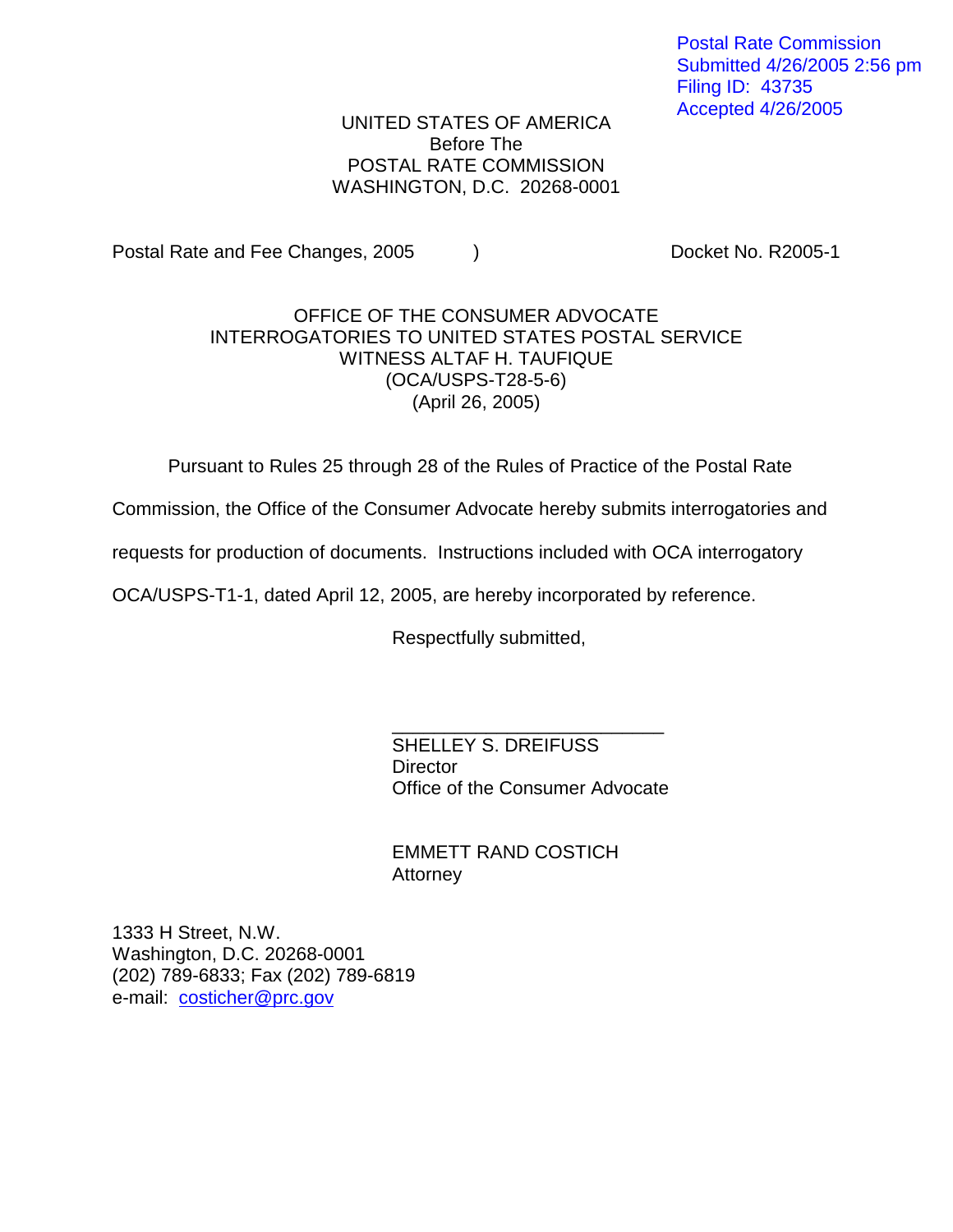Postal Rate Commission
Submitted 4/26/2005 2:56 pm
Filing ID: 43735
Accepted 4/26/2005

UNITED STATES OF AMERICA
Before The
POSTAL RATE COMMISSION
WASHINGTON, D.C. 20268-0001

Postal Rate and Fee Changes, 2005 ) Docket No. R2005-1

OFFICE OF THE CONSUMER ADVOCATE
INTERROGATORIES TO UNITED STATES POSTAL SERVICE
WITNESS ALTAF H. TAUFIQUE
(OCA/USPS-T28-5-6)
(April 26, 2005)

Pursuant to Rules 25 through 28 of the Rules of Practice of the Postal Rate Commission, the Office of the Consumer Advocate hereby submits interrogatories and requests for production of documents. Instructions included with OCA interrogatory OCA/USPS-T1-1, dated April 12, 2005, are hereby incorporated by reference.

Respectfully submitted,

\_\_\_\_\_\_\_\_\_\_\_\_\_\_\_\_\_\_\_\_\_\_\_\_\_\_\_

SHELLEY S. DREIFUSS
Director
Office of the Consumer Advocate

EMMETT RAND COSTICH
Attorney

1333 H Street, N.W.
Washington, D.C. 20268-0001
(202) 789-6833; Fax (202) 789-6819
e-mail: costicher@prc.gov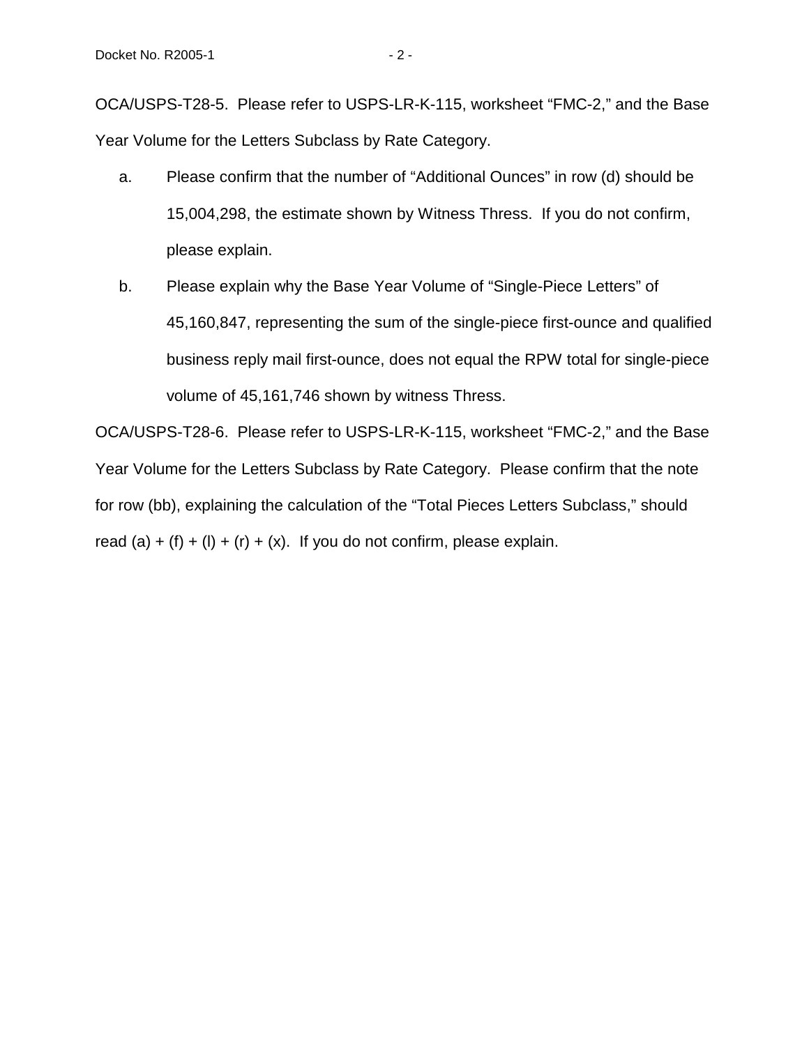OCA/USPS-T28-5. Please refer to USPS-LR-K-115, worksheet "FMC-2," and the Base Year Volume for the Letters Subclass by Rate Category.

a. Please confirm that the number of "Additional Ounces" in row (d) should be 15,004,298, the estimate shown by Witness Thress. If you do not confirm, please explain.

b. Please explain why the Base Year Volume of "Single-Piece Letters" of 45,160,847, representing the sum of the single-piece first-ounce and qualified business reply mail first-ounce, does not equal the RPW total for single-piece volume of 45,161,746 shown by witness Thress.

OCA/USPS-T28-6. Please refer to USPS-LR-K-115, worksheet "FMC-2," and the Base Year Volume for the Letters Subclass by Rate Category. Please confirm that the note for row (bb), explaining the calculation of the "Total Pieces Letters Subclass," should read (a) + (f) + (l) + (r) + (x). If you do not confirm, please explain.